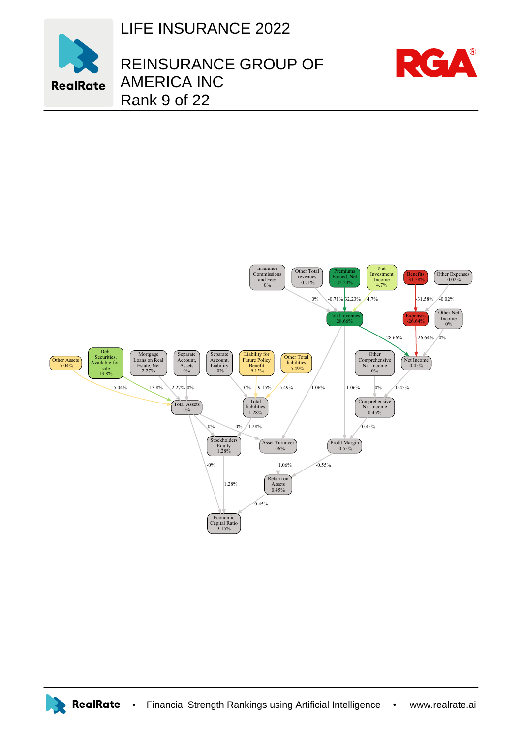# LIFE INSURANCE 2022

## REINSURANCE GROUP OF AMERICA INC

Rank 9 of 22

Insurance Commissions and Fees 0%

Other Total revenues -0.71%

Premiums Earned, Net 32.23%

Net Investment Income 4.7%

Benefits -31.58%

Other Expenses -0.02%

Total revenues 28.66%

Expenses -26.64%

Other Net Income 0%

Other Assets -5.04%

Debt Securities, Available-for-sale 13.8%

Mortgage Loans on Real Estate, Net 2.27%

Separate Account, Assets 0%

Separate Account, Liability -0%

Liability for Future Policy Benefit -9.15%

Other Total liabilities -5.49%

Other Comprehensive Net Income 0%

Net Income 0.45%

Total Assets 0%

Total liabilities 1.28%

Comprehensive Net Income 0.45%

Stockholders Equity 1.28%

Asset Turnover 1.06%

Profit Margin -0.55%

Return on Assets 0.45%

Economic Capital Ratio 3.15%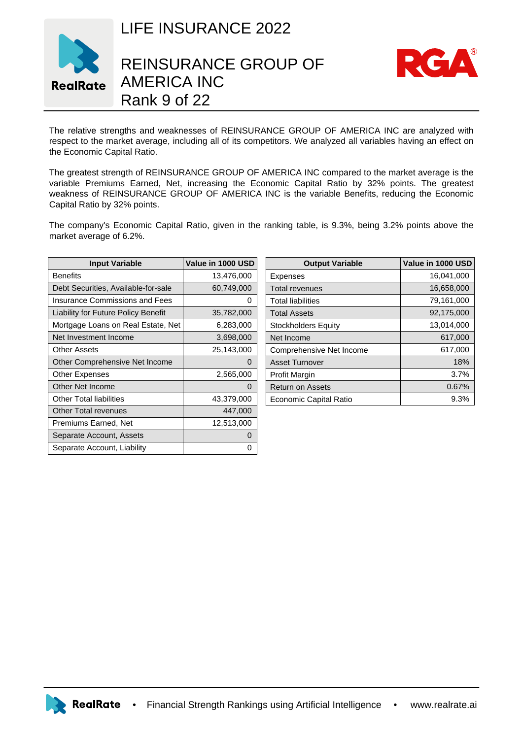# LIFE INSURANCE 2022

## REINSURANCE GROUP OF AMERICA INC
## Rank 9 of 22

The relative strengths and weaknesses of REINSURANCE GROUP OF AMERICA INC are analyzed with respect to the market average, including all of its competitors. We analyzed all variables having an effect on the Economic Capital Ratio.

The greatest strength of REINSURANCE GROUP OF AMERICA INC compared to the market average is the variable Premiums Earned, Net, increasing the Economic Capital Ratio by 32% points. The greatest weakness of REINSURANCE GROUP OF AMERICA INC is the variable Benefits, reducing the Economic Capital Ratio by 32% points.

The company's Economic Capital Ratio, given in the ranking table, is 9.3%, being 3.2% points above the market average of 6.2%.

| Input Variable | Value in 1000 USD |
|---|---|
| Benefits | 13,476,000 |
| Debt Securities, Available-for-sale | 60,749,000 |
| Insurance Commissions and Fees | 0 |
| Liability for Future Policy Benefit | 35,782,000 |
| Mortgage Loans on Real Estate, Net | 6,283,000 |
| Net Investment Income | 3,698,000 |
| Other Assets | 25,143,000 |
| Other Comprehensive Net Income | 0 |
| Other Expenses | 2,565,000 |
| Other Net Income | 0 |
| Other Total liabilities | 43,379,000 |
| Other Total revenues | 447,000 |
| Premiums Earned, Net | 12,513,000 |
| Separate Account, Assets | 0 |
| Separate Account, Liability | 0 |

| Output Variable | Value in 1000 USD |
|---|---|
| Expenses | 16,041,000 |
| Total revenues | 16,658,000 |
| Total liabilities | 79,161,000 |
| Total Assets | 92,175,000 |
| Stockholders Equity | 13,014,000 |
| Net Income | 617,000 |
| Comprehensive Net Income | 617,000 |
| Asset Turnover | 18% |
| Profit Margin | 3.7% |
| Return on Assets | 0.67% |
| Economic Capital Ratio | 9.3% |